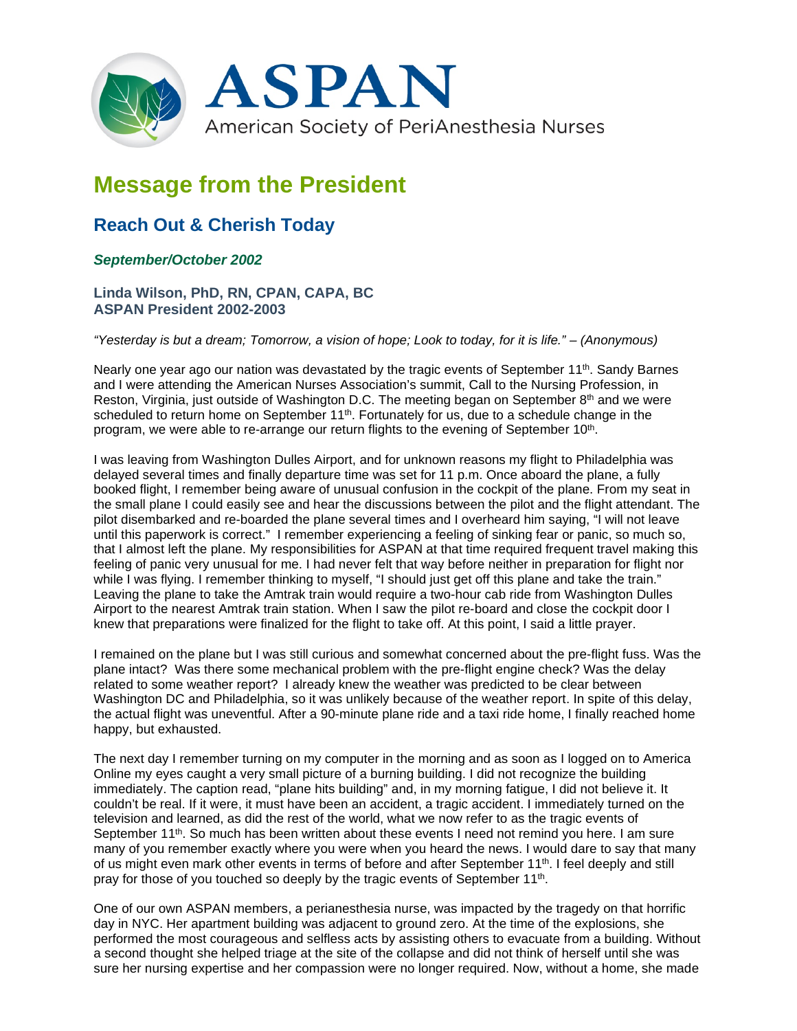ASPAN

American Society of PeriAnesthesia Nurses

# Message from the President

## Reach Out & Cherish Today

### *September/October 2002*

**Linda Wilson, PhD, RN, CPAN, CAPA, BC**
**ASPAN President 2002-2003**

*"Yesterday is but a dream; Tomorrow, a vision of hope; Look to today, for it is life." – (Anonymous)*

Nearly one year ago our nation was devastated by the tragic events of September 11th. Sandy Barnes and I were attending the American Nurses Association's summit, Call to the Nursing Profession, in Reston, Virginia, just outside of Washington D.C. The meeting began on September 8th and we were scheduled to return home on September 11th. Fortunately for us, due to a schedule change in the program, we were able to re-arrange our return flights to the evening of September 10th.

I was leaving from Washington Dulles Airport, and for unknown reasons my flight to Philadelphia was delayed several times and finally departure time was set for 11 p.m. Once aboard the plane, a fully booked flight, I remember being aware of unusual confusion in the cockpit of the plane. From my seat in the small plane I could easily see and hear the discussions between the pilot and the flight attendant. The pilot disembarked and re-boarded the plane several times and I overheard him saying, "I will not leave until this paperwork is correct." I remember experiencing a feeling of sinking fear or panic, so much so, that I almost left the plane. My responsibilities for ASPAN at that time required frequent travel making this feeling of panic very unusual for me. I had never felt that way before neither in preparation for flight nor while I was flying. I remember thinking to myself, "I should just get off this plane and take the train." Leaving the plane to take the Amtrak train would require a two-hour cab ride from Washington Dulles Airport to the nearest Amtrak train station. When I saw the pilot re-board and close the cockpit door I knew that preparations were finalized for the flight to take off. At this point, I said a little prayer.

I remained on the plane but I was still curious and somewhat concerned about the pre-flight fuss. Was the plane intact? Was there some mechanical problem with the pre-flight engine check? Was the delay related to some weather report? I already knew the weather was predicted to be clear between Washington DC and Philadelphia, so it was unlikely because of the weather report. In spite of this delay, the actual flight was uneventful. After a 90-minute plane ride and a taxi ride home, I finally reached home happy, but exhausted.

The next day I remember turning on my computer in the morning and as soon as I logged on to America Online my eyes caught a very small picture of a burning building. I did not recognize the building immediately. The caption read, "plane hits building" and, in my morning fatigue, I did not believe it. It couldn't be real. If it were, it must have been an accident, a tragic accident. I immediately turned on the television and learned, as did the rest of the world, what we now refer to as the tragic events of September 11th. So much has been written about these events I need not remind you here. I am sure many of you remember exactly where you were when you heard the news. I would dare to say that many of us might even mark other events in terms of before and after September 11th. I feel deeply and still pray for those of you touched so deeply by the tragic events of September 11th.

One of our own ASPAN members, a perianesthesia nurse, was impacted by the tragedy on that horrific day in NYC. Her apartment building was adjacent to ground zero. At the time of the explosions, she performed the most courageous and selfless acts by assisting others to evacuate from a building. Without a second thought she helped triage at the site of the collapse and did not think of herself until she was sure her nursing expertise and her compassion were no longer required. Now, without a home, she made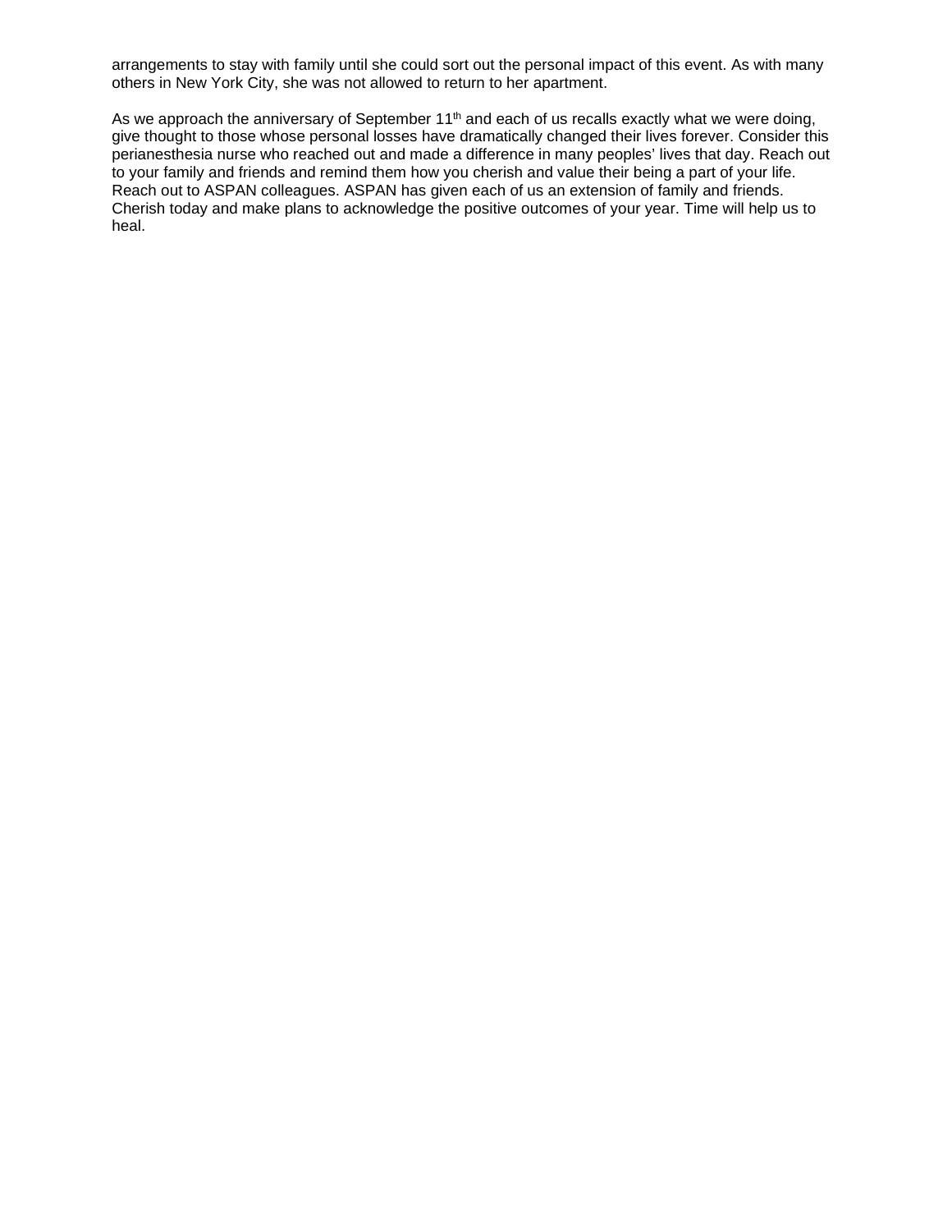arrangements to stay with family until she could sort out the personal impact of this event. As with many others in New York City, she was not allowed to return to her apartment.

As we approach the anniversary of September 11th and each of us recalls exactly what we were doing, give thought to those whose personal losses have dramatically changed their lives forever. Consider this perianesthesia nurse who reached out and made a difference in many peoples' lives that day. Reach out to your family and friends and remind them how you cherish and value their being a part of your life. Reach out to ASPAN colleagues. ASPAN has given each of us an extension of family and friends. Cherish today and make plans to acknowledge the positive outcomes of your year. Time will help us to heal.